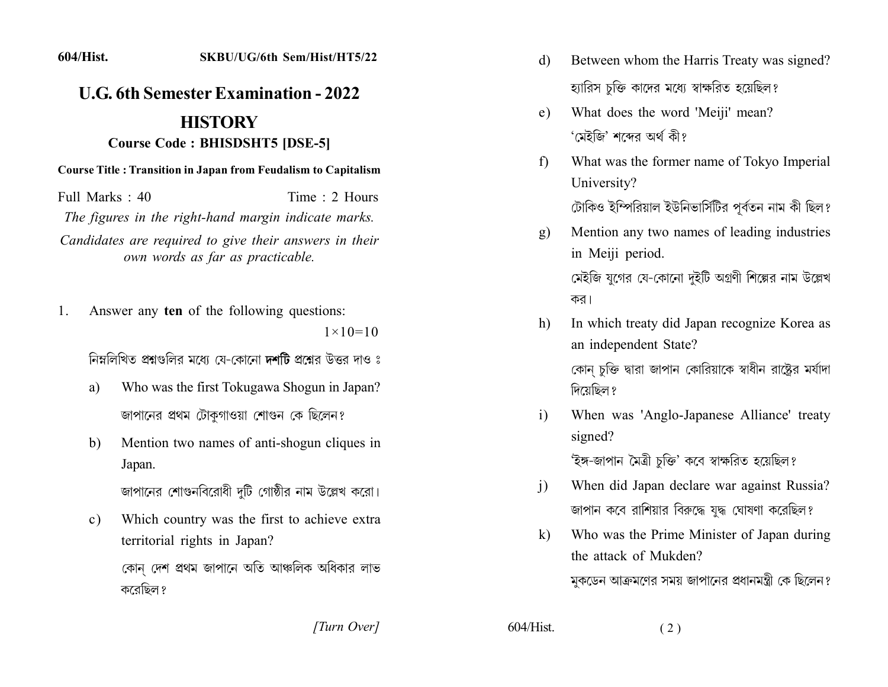604/Hist. SKBU/UG/6th Sem/Hist/HT5/22

# U.G. 6th Semester Examination - 2022

## HISTORY

### Course Code : BHISDSHT5 [DSE-5]

**Course Title : Transition in Japan from Feudalism to Capitalism**

Full Marks : 40 Time : 2 Hours

*The figures in the right-hand margin indicate marks.*

*Candidates are required to give their answers in their own words as far as practicable.*

1. Answer any **ten** of the following questions: $1 \times 10 = 10$

   নিম্নলিখিত প্রশ্নগুলির মধ্যে যে-কোনো **দশটি** প্রশ্নের উত্তর দাও ঃ

   a) Who was the first Tokugawa Shogun in Japan?

      জাপানের প্রথম টোকুগাওয়া শোগুন কে ছিলেন?

   b) Mention two names of anti-shogun cliques in Japan.

      জাপানের শোগুনবিরোধী দুটি গোষ্ঠীর নাম উল্লেখ করো।

   c) Which country was the first to achieve extra territorial rights in Japan?

      কোন্ দেশ প্রথম জাপানে অতি আঞ্চলিক অধিকার লাভ করেছিল?

   d) Between whom the Harris Treaty was signed?

      হ্যারিস চুক্তি কাদের মধ্যে স্বাক্ষরিত হয়েছিল?

   e) What does the word 'Meiji' mean?

      'মেইজি' শব্দের অর্থ কী?

   f) What was the former name of Tokyo Imperial University?

      টোকিও ইম্পিরিয়াল ইউনিভার্সিটির পূর্বতন নাম কী ছিল?

   g) Mention any two names of leading industries in Meiji period.

      মেইজি যুগের যে-কোনো দুইটি অগ্রণী শিল্পের নাম উল্লেখ কর।

   h) In which treaty did Japan recognize Korea as an independent State?

      কোন্ চুক্তি দ্বারা জাপান কোরিয়াকে স্বাধীন রাষ্ট্রের মর্যাদা দিয়েছিল?

   i) When was 'Anglo-Japanese Alliance' treaty signed?

      'ইঙ্গ-জাপান মৈত্রী চুক্তি' কবে স্বাক্ষরিত হয়েছিল?

   j) When did Japan declare war against Russia?

      জাপান কবে রাশিয়ার বিরুদ্ধে যুদ্ধ ঘোষণা করেছিল?

   k) Who was the Prime Minister of Japan during the attack of Mukden?

      মুকডেন আক্রমণের সময় জাপানের প্রধানমন্ত্রী কে ছিলেন?

[Turn Over]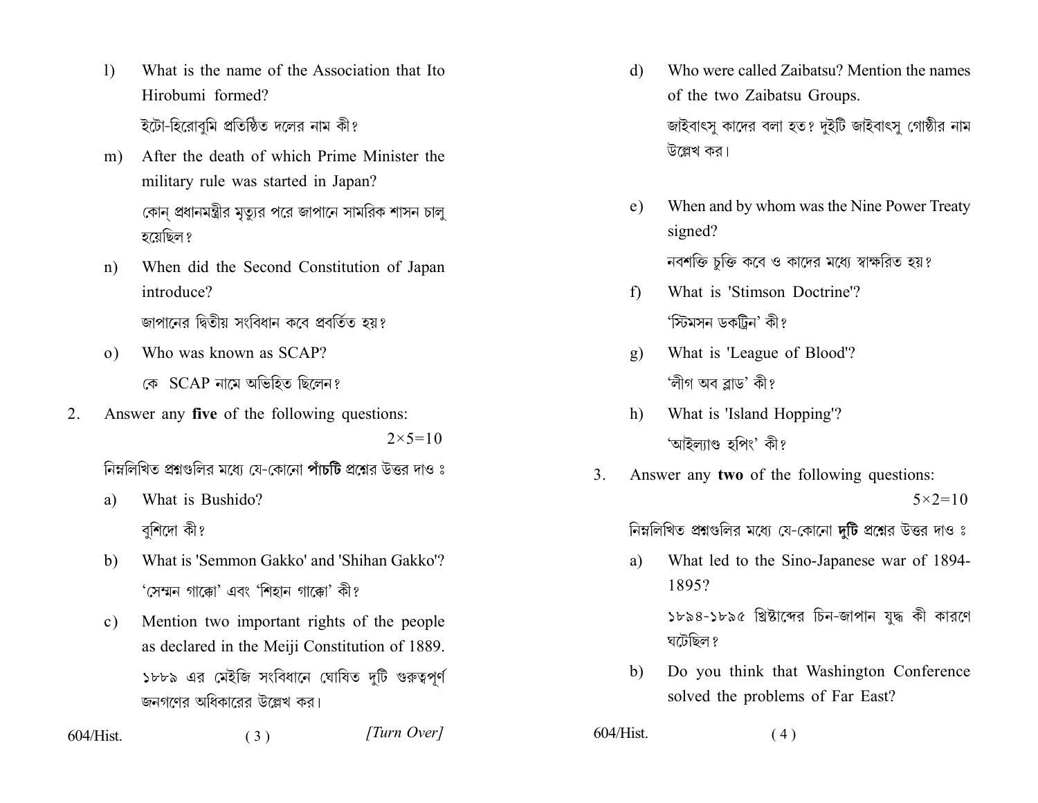l) What is the name of the Association that Ito Hirobumi formed?

ইটো-হিরোবুমি প্রতিষ্ঠিত দলের নাম কী?

m) After the death of which Prime Minister the military rule was started in Japan?

কোন্ প্রধানমন্ত্রীর মৃত্যুর পরে জাপানে সামরিক শাসন চালু হয়েছিল?

n) When did the Second Constitution of Japan introduce?

জাপানের দ্বিতীয় সংবিধান কবে প্রবর্তিত হয়?

o) Who was known as SCAP?

কে SCAP নামে অভিহিত ছিলেন?

2. Answer any **five** of the following questions: $2\times5=10$

নিম্নলিখিত প্রশ্নগুলির মধ্যে যে-কোনো **পাঁচটি** প্রশ্নের উত্তর দাও ঃ

a) What is Bushido?

বুশিদো কী?

b) What is 'Semmon Gakko' and 'Shihan Gakko'?

'সেম্মন গাক্কো' এবং 'শিহান গাক্কো' কী?

c) Mention two important rights of the people as declared in the Meiji Constitution of 1889.

১৮৮৯ এর মেইজি সংবিধানে ঘোষিত দুটি গুরুত্বপূর্ণ জনগণের অধিকারের উল্লেখ কর।

d) Who were called Zaibatsu? Mention the names of the two Zaibatsu Groups.

জাইবাৎসু কাদের বলা হত? দুইটি জাইবাৎসু গোষ্ঠীর নাম উল্লেখ কর।

e) When and by whom was the Nine Power Treaty signed?

নবশক্তি চুক্তি কবে ও কাদের মধ্যে স্বাক্ষরিত হয়?

f) What is 'Stimson Doctrine'?

'স্টিমসন ডকট্রিন' কী?

g) What is 'League of Blood'?

'লীগ অব ব্লাড' কী?

h) What is 'Island Hopping'?

'আইল্যাণ্ড হপিং' কী?

3. Answer any **two** of the following questions: $5\times2=10$

নিম্নলিখিত প্রশ্নগুলির মধ্যে যে-কোনো **দুটি** প্রশ্নের উত্তর দাও ঃ

a) What led to the Sino-Japanese war of 1894-1895?

১৮৯৪-১৮৯৫ খ্রিষ্টাব্দের চিন-জাপান যুদ্ধ কী কারণে ঘটেছিল?

b) Do you think that Washington Conference solved the problems of Far East?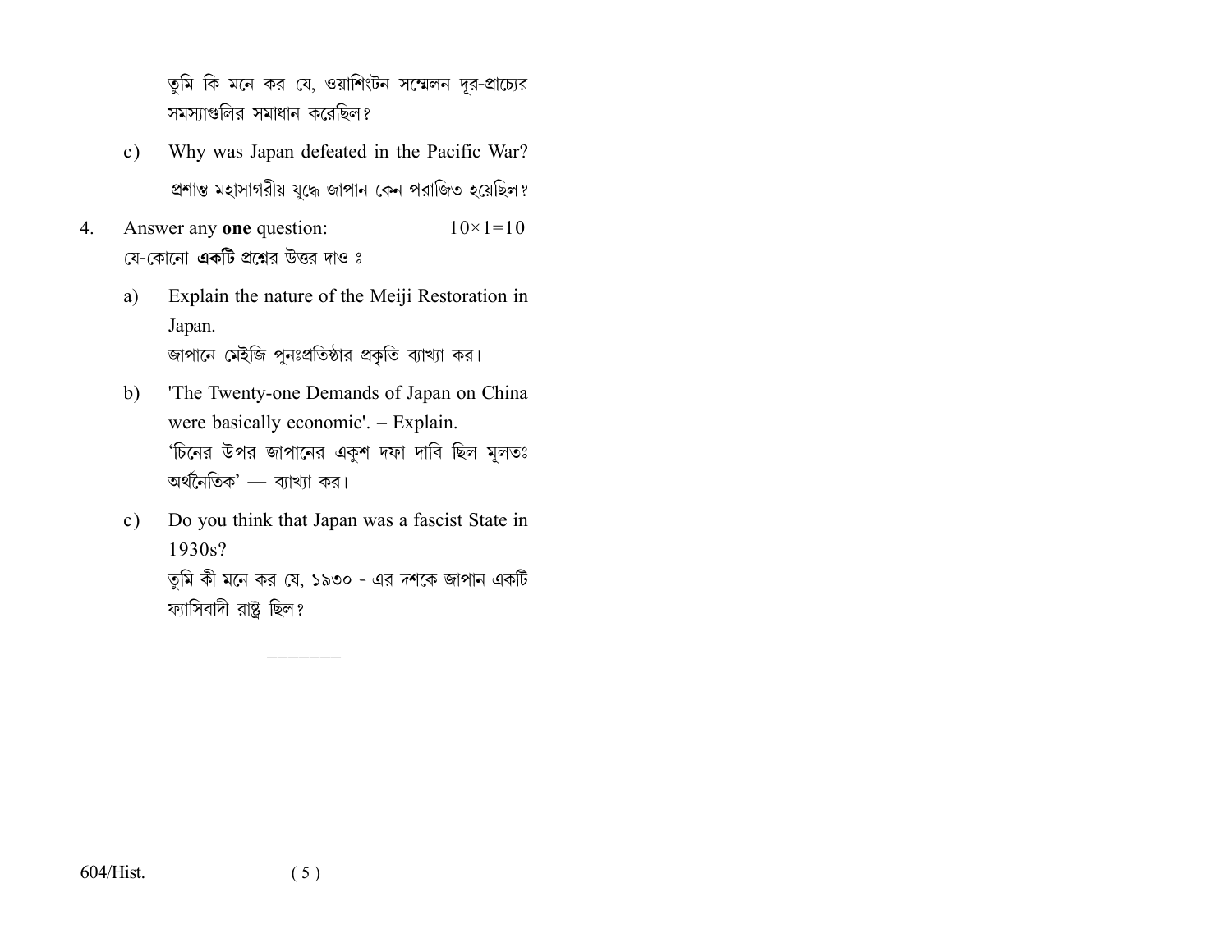তুমি কি মনে কর যে, ওয়াশিংটন সম্মেলন দূর-প্রাচ্যের সমস্যাগুলির সমাধান করেছিল?

c) Why was Japan defeated in the Pacific War?

প্রশান্ত মহাসাগরীয় যুদ্ধে জাপান কেন পরাজিত হয়েছিল?

4. Answer any **one** question: $10 \times 1 = 10$

যে-কোনো **একটি** প্রশ্নের উত্তর দাও ঃ

a) Explain the nature of the Meiji Restoration in Japan.

জাপানে মেইজি পুনঃপ্রতিষ্ঠার প্রকৃতি ব্যাখ্যা কর।

b) 'The Twenty-one Demands of Japan on China were basically economic'. – Explain.

'চিনের উপর জাপানের একুশ দফা দাবি ছিল মূলতঃ অর্থনৈতিক' — ব্যাখ্যা কর।

c) Do you think that Japan was a fascist State in 1930s?

তুমি কী মনে কর যে, ১৯৩০ - এর দশকে জাপান একটি ফ্যাসিবাদী রাষ্ট্র ছিল?

———